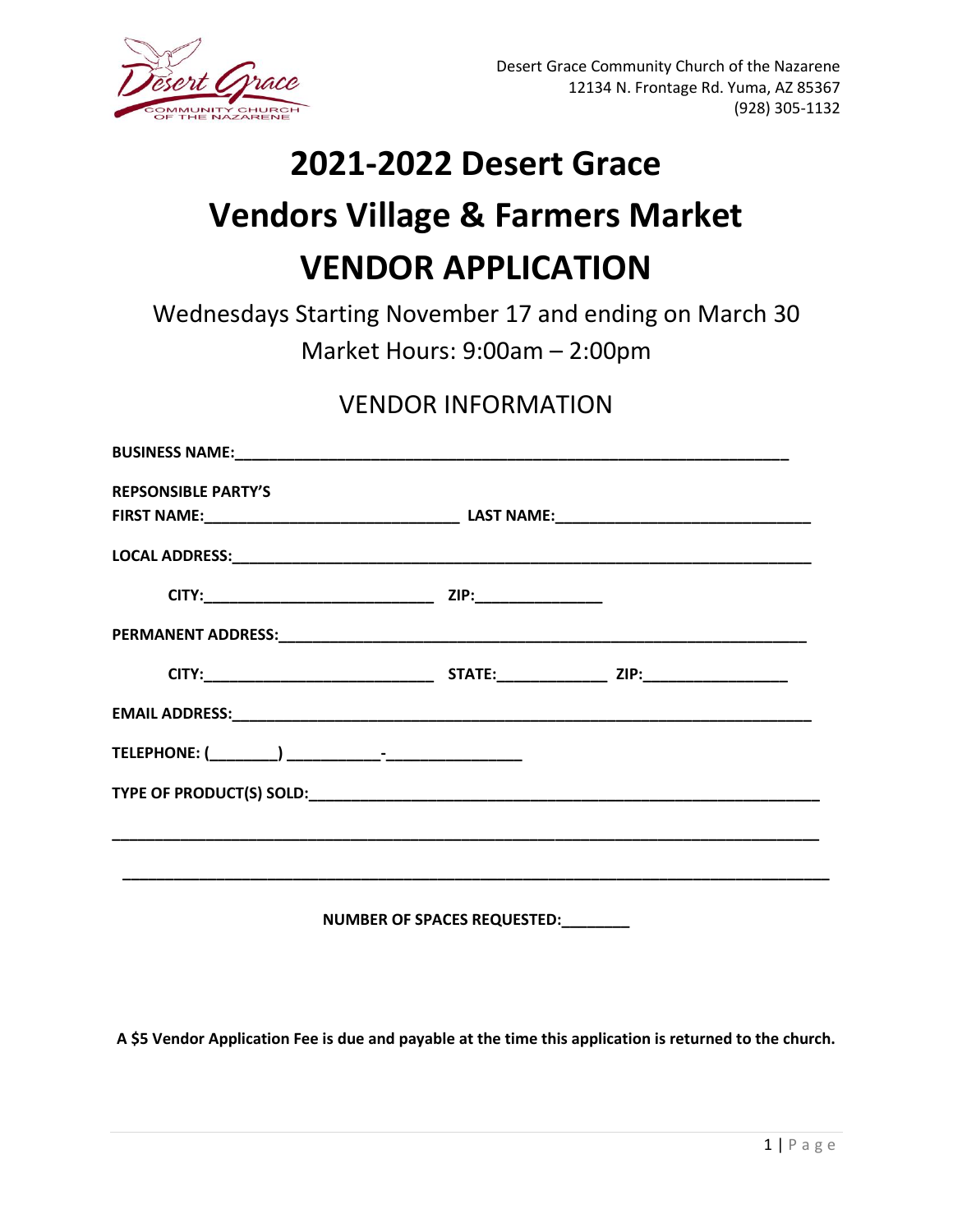Desert Grace Community Church of the Nazarene
12134 N. Frontage Rd. Yuma, AZ 85367
(928) 305-1132

# 2021-2022 Desert Grace
# Vendors Village & Farmers Market
# VENDOR APPLICATION

Wednesdays Starting November 17 and ending on March 30

Market Hours: 9:00am – 2:00pm

## VENDOR INFORMATION

**BUSINESS NAME:**___________________________________________________________

**REPSONSIBLE PARTY'S**
**FIRST NAME:**_____________________________ **LAST NAME:**_____________________________

**LOCAL ADDRESS:**___________________________________________________________

**CITY:**__________________________ **ZIP:**______________

**PERMANENT ADDRESS:**_______________________________________________________

**CITY:**__________________________ **STATE:**____________ **ZIP:**________________

**EMAIL ADDRESS:**___________________________________________________________

**TELEPHONE: (**________**)** __________-_______________

**TYPE OF PRODUCT(S) SOLD:**__________________________________________________

_____________________________________________________________________________

_____________________________________________________________________________

**NUMBER OF SPACES REQUESTED:**________

**A $5 Vendor Application Fee is due and payable at the time this application is returned to the church.**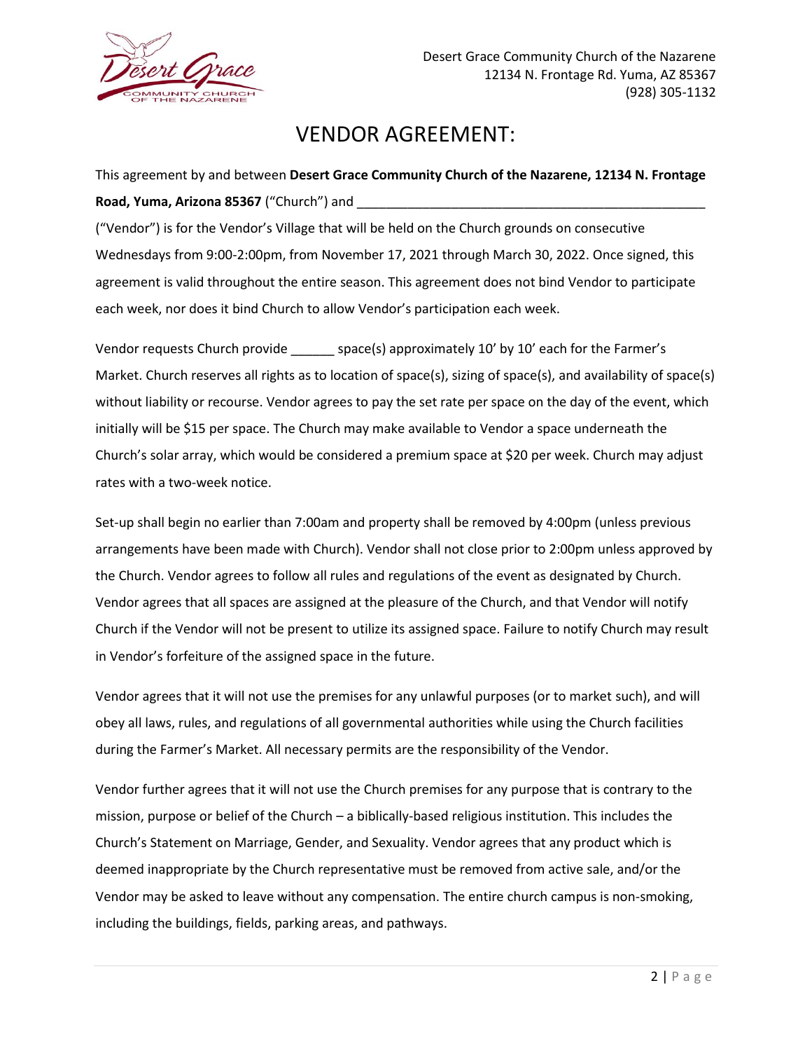Desert Grace Community Church of the Nazarene
12134 N. Frontage Rd. Yuma, AZ 85367
(928) 305-1132

# VENDOR AGREEMENT:

This agreement by and between **Desert Grace Community Church of the Nazarene, 12134 N. Frontage Road, Yuma, Arizona 85367** ("Church") and _________________________________________________ ("Vendor") is for the Vendor's Village that will be held on the Church grounds on consecutive Wednesdays from 9:00-2:00pm, from November 17, 2021 through March 30, 2022. Once signed, this agreement is valid throughout the entire season. This agreement does not bind Vendor to participate each week, nor does it bind Church to allow Vendor's participation each week.

Vendor requests Church provide ______ space(s) approximately 10' by 10' each for the Farmer's Market. Church reserves all rights as to location of space(s), sizing of space(s), and availability of space(s) without liability or recourse. Vendor agrees to pay the set rate per space on the day of the event, which initially will be $15 per space. The Church may make available to Vendor a space underneath the Church's solar array, which would be considered a premium space at $20 per week. Church may adjust rates with a two-week notice.

Set-up shall begin no earlier than 7:00am and property shall be removed by 4:00pm (unless previous arrangements have been made with Church). Vendor shall not close prior to 2:00pm unless approved by the Church. Vendor agrees to follow all rules and regulations of the event as designated by Church. Vendor agrees that all spaces are assigned at the pleasure of the Church, and that Vendor will notify Church if the Vendor will not be present to utilize its assigned space. Failure to notify Church may result in Vendor's forfeiture of the assigned space in the future.

Vendor agrees that it will not use the premises for any unlawful purposes (or to market such), and will obey all laws, rules, and regulations of all governmental authorities while using the Church facilities during the Farmer's Market. All necessary permits are the responsibility of the Vendor.

Vendor further agrees that it will not use the Church premises for any purpose that is contrary to the mission, purpose or belief of the Church – a biblically-based religious institution. This includes the Church's Statement on Marriage, Gender, and Sexuality. Vendor agrees that any product which is deemed inappropriate by the Church representative must be removed from active sale, and/or the Vendor may be asked to leave without any compensation. The entire church campus is non-smoking, including the buildings, fields, parking areas, and pathways.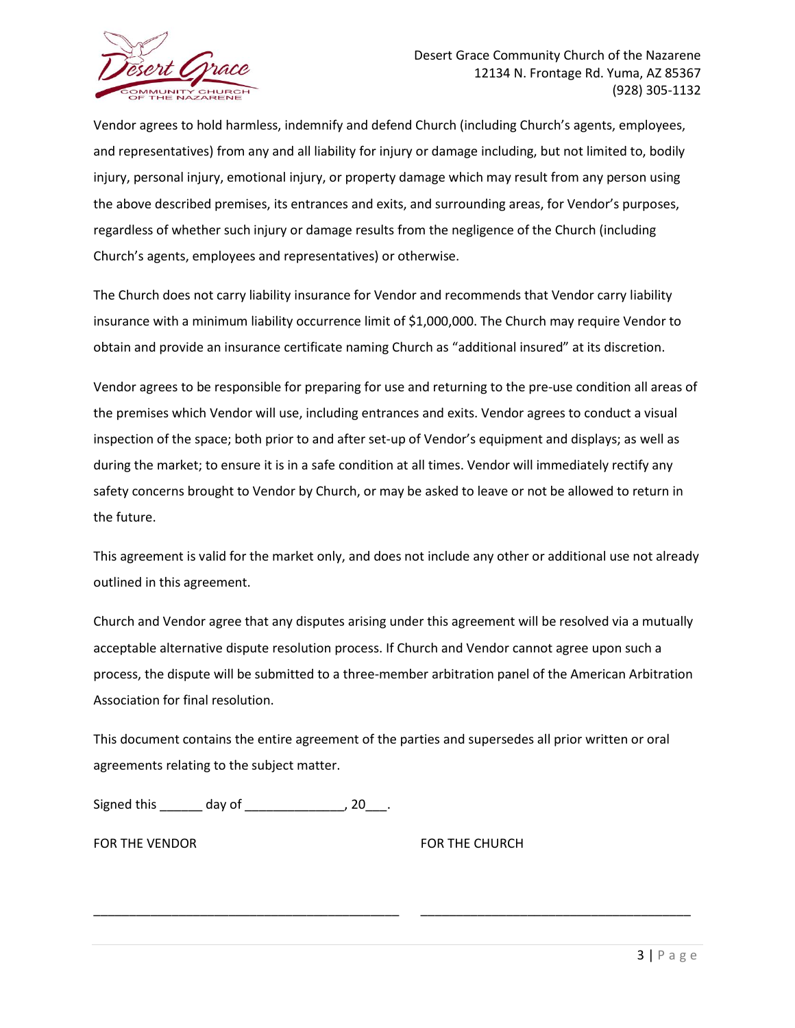Vendor agrees to hold harmless, indemnify and defend Church (including Church's agents, employees, and representatives) from any and all liability for injury or damage including, but not limited to, bodily injury, personal injury, emotional injury, or property damage which may result from any person using the above described premises, its entrances and exits, and surrounding areas, for Vendor's purposes, regardless of whether such injury or damage results from the negligence of the Church (including Church's agents, employees and representatives) or otherwise.

The Church does not carry liability insurance for Vendor and recommends that Vendor carry liability insurance with a minimum liability occurrence limit of $1,000,000. The Church may require Vendor to obtain and provide an insurance certificate naming Church as "additional insured" at its discretion.

Vendor agrees to be responsible for preparing for use and returning to the pre-use condition all areas of the premises which Vendor will use, including entrances and exits. Vendor agrees to conduct a visual inspection of the space; both prior to and after set-up of Vendor's equipment and displays; as well as during the market; to ensure it is in a safe condition at all times. Vendor will immediately rectify any safety concerns brought to Vendor by Church, or may be asked to leave or not be allowed to return in the future.

This agreement is valid for the market only, and does not include any other or additional use not already outlined in this agreement.

Church and Vendor agree that any disputes arising under this agreement will be resolved via a mutually acceptable alternative dispute resolution process. If Church and Vendor cannot agree upon such a process, the dispute will be submitted to a three-member arbitration panel of the American Arbitration Association for final resolution.

This document contains the entire agreement of the parties and supersedes all prior written or oral agreements relating to the subject matter.

Signed this ______ day of ______________, 20___.

FOR THE VENDOR

______________________________________________

FOR THE CHURCH

________________________________________